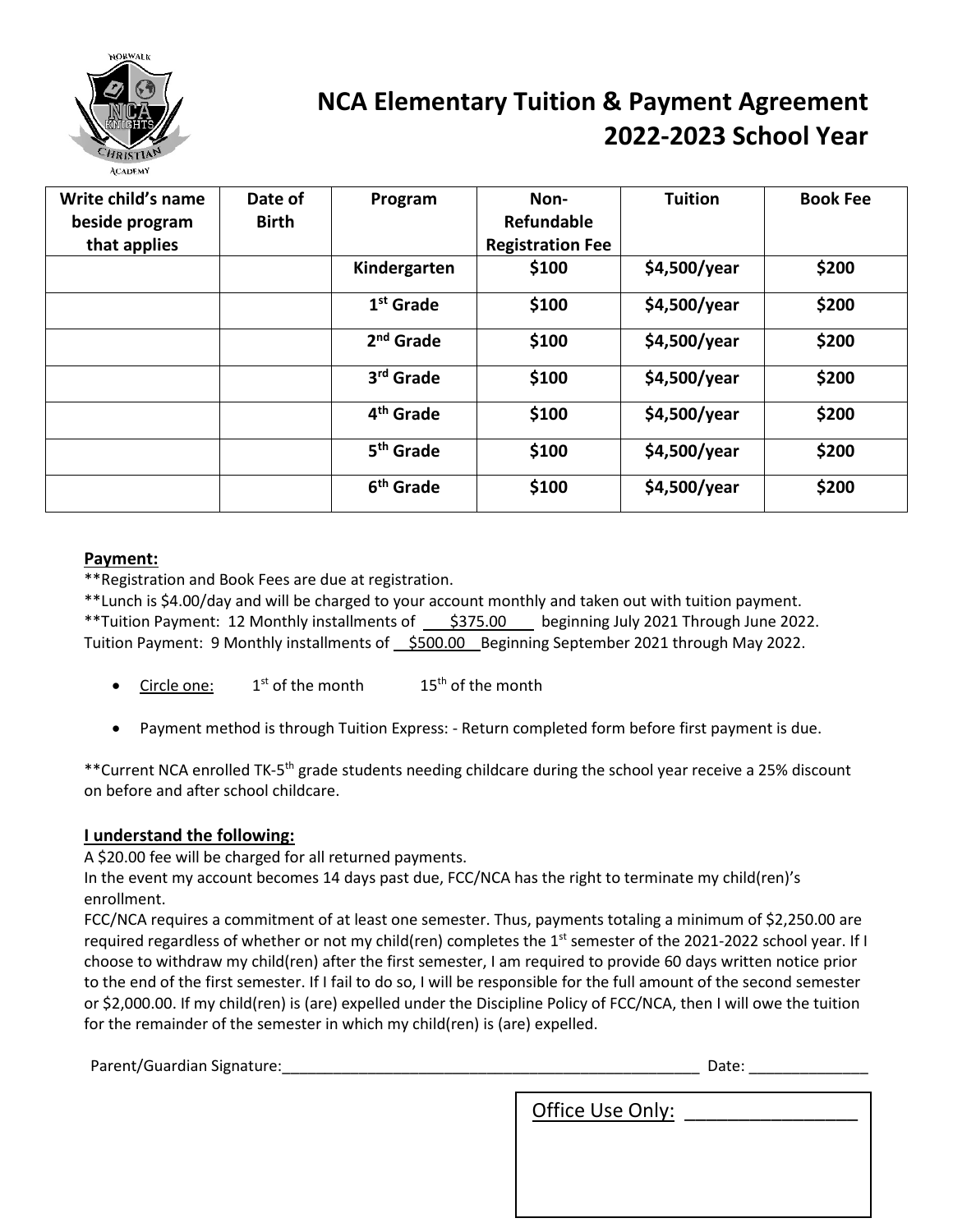# NCA Elementary Tuition & Payment Agreement 2022-2023 School Year

| Write child's name beside program that applies | Date of Birth | Program | Non-Refundable Registration Fee | Tuition | Book Fee |
|---|---|---|---|---|---|
| | | Kindergarten | $100 | $4,500/year | $200 |
| | | 1st Grade | $100 | $4,500/year | $200 |
| | | 2nd Grade | $100 | $4,500/year | $200 |
| | | 3rd Grade | $100 | $4,500/year | $200 |
| | | 4th Grade | $100 | $4,500/year | $200 |
| | | 5th Grade | $100 | $4,500/year | $200 |
| | | 6th Grade | $100 | $4,500/year | $200 |

**Payment:**

**Registration and Book Fees are due at registration.
**Lunch is $4.00/day and will be charged to your account monthly and taken out with tuition payment.
**Tuition Payment: 12 Monthly installments of $375.00 beginning July 2021 Through June 2022.
Tuition Payment: 9 Monthly installments of $500.00 Beginning September 2021 through May 2022.

- Circle one: 1st of the month 15th of the month
- Payment method is through Tuition Express: - Return completed form before first payment is due.

**Current NCA enrolled TK-5th grade students needing childcare during the school year receive a 25% discount on before and after school childcare.

**I understand the following:**

A $20.00 fee will be charged for all returned payments.
In the event my account becomes 14 days past due, FCC/NCA has the right to terminate my child(ren)'s enrollment.
FCC/NCA requires a commitment of at least one semester. Thus, payments totaling a minimum of $2,250.00 are required regardless of whether or not my child(ren) completes the 1st semester of the 2021-2022 school year. If I choose to withdraw my child(ren) after the first semester, I am required to provide 60 days written notice prior to the end of the first semester. If I fail to do so, I will be responsible for the full amount of the second semester or $2,000.00. If my child(ren) is (are) expelled under the Discipline Policy of FCC/NCA, then I will owe the tuition for the remainder of the semester in which my child(ren) is (are) expelled.

Parent/Guardian Signature:______________________________________________________ Date: ______________

Office Use Only: ________________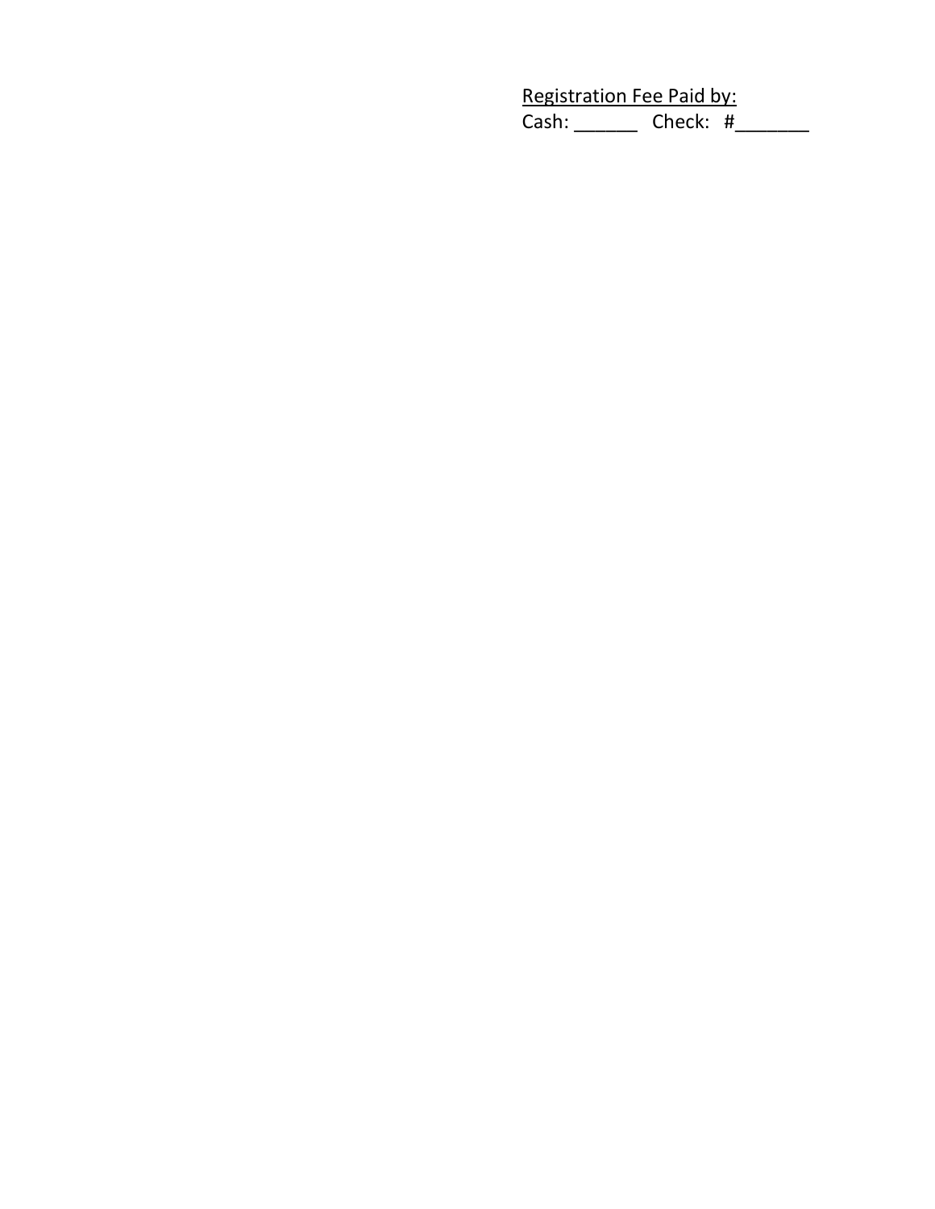<u>Registration Fee Paid by:</u>

Cash: ______ Check: #_______